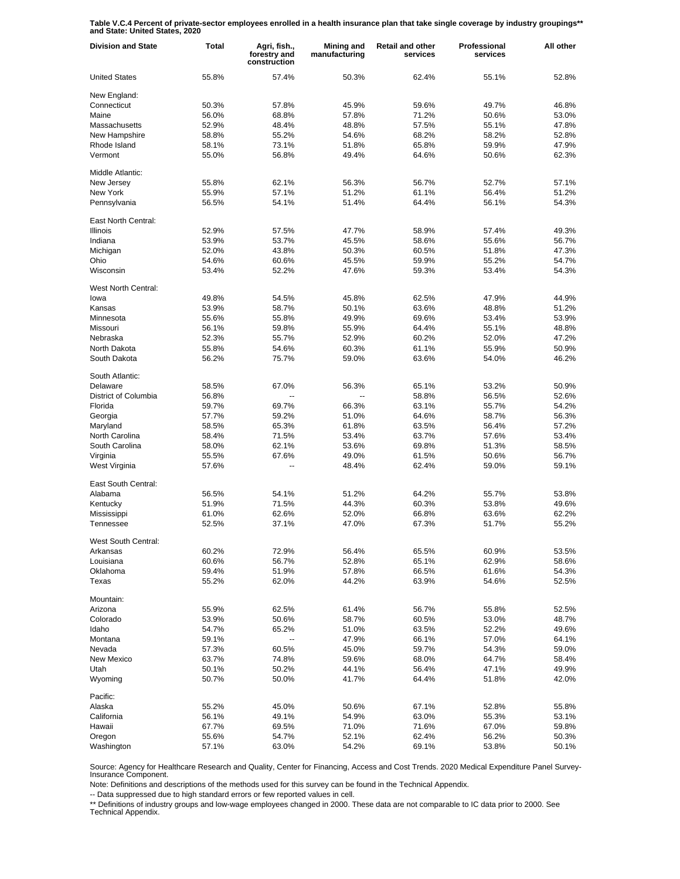**Table V.C.4 Percent of private-sector employees enrolled in a health insurance plan that take single coverage by industry groupings\*\* and State: United States, 2020**

| Division and State | Total | Agri, fish., forestry and construction | Mining and manufacturing | Retail and other services | Professional services | All other |
|---|---|---|---|---|---|---|
| United States | 55.8% | 57.4% | 50.3% | 62.4% | 55.1% | 52.8% |
| New England: | | | | | | |
| Connecticut | 50.3% | 57.8% | 45.9% | 59.6% | 49.7% | 46.8% |
| Maine | 56.0% | 68.8% | 57.8% | 71.2% | 50.6% | 53.0% |
| Massachusetts | 52.9% | 48.4% | 48.8% | 57.5% | 55.1% | 47.8% |
| New Hampshire | 58.8% | 55.2% | 54.6% | 68.2% | 58.2% | 52.8% |
| Rhode Island | 58.1% | 73.1% | 51.8% | 65.8% | 59.9% | 47.9% |
| Vermont | 55.0% | 56.8% | 49.4% | 64.6% | 50.6% | 62.3% |
| Middle Atlantic: | | | | | | |
| New Jersey | 55.8% | 62.1% | 56.3% | 56.7% | 52.7% | 57.1% |
| New York | 55.9% | 57.1% | 51.2% | 61.1% | 56.4% | 51.2% |
| Pennsylvania | 56.5% | 54.1% | 51.4% | 64.4% | 56.1% | 54.3% |
| East North Central: | | | | | | |
| Illinois | 52.9% | 57.5% | 47.7% | 58.9% | 57.4% | 49.3% |
| Indiana | 53.9% | 53.7% | 45.5% | 58.6% | 55.6% | 56.7% |
| Michigan | 52.0% | 43.8% | 50.3% | 60.5% | 51.8% | 47.3% |
| Ohio | 54.6% | 60.6% | 45.5% | 59.9% | 55.2% | 54.7% |
| Wisconsin | 53.4% | 52.2% | 47.6% | 59.3% | 53.4% | 54.3% |
| West North Central: | | | | | | |
| Iowa | 49.8% | 54.5% | 45.8% | 62.5% | 47.9% | 44.9% |
| Kansas | 53.9% | 58.7% | 50.1% | 63.6% | 48.8% | 51.2% |
| Minnesota | 55.6% | 55.8% | 49.9% | 69.6% | 53.4% | 53.9% |
| Missouri | 56.1% | 59.8% | 55.9% | 64.4% | 55.1% | 48.8% |
| Nebraska | 52.3% | 55.7% | 52.9% | 60.2% | 52.0% | 47.2% |
| North Dakota | 55.8% | 54.6% | 60.3% | 61.1% | 55.9% | 50.9% |
| South Dakota | 56.2% | 75.7% | 59.0% | 63.6% | 54.0% | 46.2% |
| South Atlantic: | | | | | | |
| Delaware | 58.5% | 67.0% | 56.3% | 65.1% | 53.2% | 50.9% |
| District of Columbia | 56.8% | -- | -- | 58.8% | 56.5% | 52.6% |
| Florida | 59.7% | 69.7% | 66.3% | 63.1% | 55.7% | 54.2% |
| Georgia | 57.7% | 59.2% | 51.0% | 64.6% | 58.7% | 56.3% |
| Maryland | 58.5% | 65.3% | 61.8% | 63.5% | 56.4% | 57.2% |
| North Carolina | 58.4% | 71.5% | 53.4% | 63.7% | 57.6% | 53.4% |
| South Carolina | 58.0% | 62.1% | 53.6% | 69.8% | 51.3% | 58.5% |
| Virginia | 55.5% | 67.6% | 49.0% | 61.5% | 50.6% | 56.7% |
| West Virginia | 57.6% | -- | 48.4% | 62.4% | 59.0% | 59.1% |
| East South Central: | | | | | | |
| Alabama | 56.5% | 54.1% | 51.2% | 64.2% | 55.7% | 53.8% |
| Kentucky | 51.9% | 71.5% | 44.3% | 60.3% | 53.8% | 49.6% |
| Mississippi | 61.0% | 62.6% | 52.0% | 66.8% | 63.6% | 62.2% |
| Tennessee | 52.5% | 37.1% | 47.0% | 67.3% | 51.7% | 55.2% |
| West South Central: | | | | | | |
| Arkansas | 60.2% | 72.9% | 56.4% | 65.5% | 60.9% | 53.5% |
| Louisiana | 60.6% | 56.7% | 52.8% | 65.1% | 62.9% | 58.6% |
| Oklahoma | 59.4% | 51.9% | 57.8% | 66.5% | 61.6% | 54.3% |
| Texas | 55.2% | 62.0% | 44.2% | 63.9% | 54.6% | 52.5% |
| Mountain: | | | | | | |
| Arizona | 55.9% | 62.5% | 61.4% | 56.7% | 55.8% | 52.5% |
| Colorado | 53.9% | 50.6% | 58.7% | 60.5% | 53.0% | 48.7% |
| Idaho | 54.7% | 65.2% | 51.0% | 63.5% | 52.2% | 49.6% |
| Montana | 59.1% | -- | 47.9% | 66.1% | 57.0% | 64.1% |
| Nevada | 57.3% | 60.5% | 45.0% | 59.7% | 54.3% | 59.0% |
| New Mexico | 63.7% | 74.8% | 59.6% | 68.0% | 64.7% | 58.4% |
| Utah | 50.1% | 50.2% | 44.1% | 56.4% | 47.1% | 49.9% |
| Wyoming | 50.7% | 50.0% | 41.7% | 64.4% | 51.8% | 42.0% |
| Pacific: | | | | | | |
| Alaska | 55.2% | 45.0% | 50.6% | 67.1% | 52.8% | 55.8% |
| California | 56.1% | 49.1% | 54.9% | 63.0% | 55.3% | 53.1% |
| Hawaii | 67.7% | 69.5% | 71.0% | 71.6% | 67.0% | 59.8% |
| Oregon | 55.6% | 54.7% | 52.1% | 62.4% | 56.2% | 50.3% |
| Washington | 57.1% | 63.0% | 54.2% | 69.1% | 53.8% | 50.1% |

Source: Agency for Healthcare Research and Quality, Center for Financing, Access and Cost Trends. 2020 Medical Expenditure Panel Survey-Insurance Component.

Note: Definitions and descriptions of the methods used for this survey can be found in the Technical Appendix.

-- Data suppressed due to high standard errors or few reported values in cell.

\*\* Definitions of industry groups and low-wage employees changed in 2000. These data are not comparable to IC data prior to 2000. See Technical Appendix.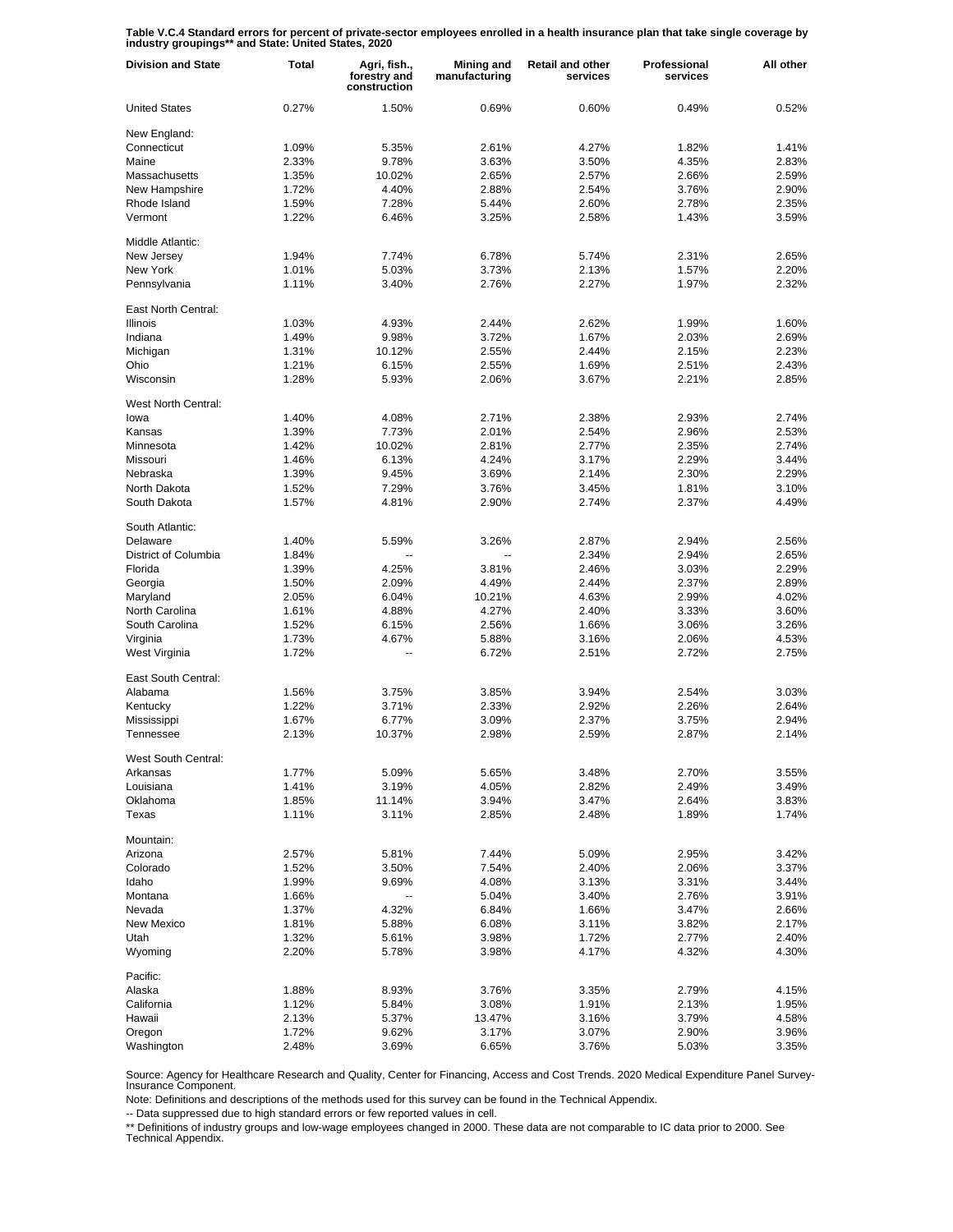**Table V.C.4 Standard errors for percent of private-sector employees enrolled in a health insurance plan that take single coverage by industry groupings** and State: United States, 2020**

| Division and State | Total | Agri, fish., forestry and construction | Mining and manufacturing | Retail and other services | Professional services | All other |
|---|---|---|---|---|---|---|
| United States | 0.27% | 1.50% | 0.69% | 0.60% | 0.49% | 0.52% |
| New England: | | | | | | |
| Connecticut | 1.09% | 5.35% | 2.61% | 4.27% | 1.82% | 1.41% |
| Maine | 2.33% | 9.78% | 3.63% | 3.50% | 4.35% | 2.83% |
| Massachusetts | 1.35% | 10.02% | 2.65% | 2.57% | 2.66% | 2.59% |
| New Hampshire | 1.72% | 4.40% | 2.88% | 2.54% | 3.76% | 2.90% |
| Rhode Island | 1.59% | 7.28% | 5.44% | 2.60% | 2.78% | 2.35% |
| Vermont | 1.22% | 6.46% | 3.25% | 2.58% | 1.43% | 3.59% |
| Middle Atlantic: | | | | | | |
| New Jersey | 1.94% | 7.74% | 6.78% | 5.74% | 2.31% | 2.65% |
| New York | 1.01% | 5.03% | 3.73% | 2.13% | 1.57% | 2.20% |
| Pennsylvania | 1.11% | 3.40% | 2.76% | 2.27% | 1.97% | 2.32% |
| East North Central: | | | | | | |
| Illinois | 1.03% | 4.93% | 2.44% | 2.62% | 1.99% | 1.60% |
| Indiana | 1.49% | 9.98% | 3.72% | 1.67% | 2.03% | 2.69% |
| Michigan | 1.31% | 10.12% | 2.55% | 2.44% | 2.15% | 2.23% |
| Ohio | 1.21% | 6.15% | 2.55% | 1.69% | 2.51% | 2.43% |
| Wisconsin | 1.28% | 5.93% | 2.06% | 3.67% | 2.21% | 2.85% |
| West North Central: | | | | | | |
| Iowa | 1.40% | 4.08% | 2.71% | 2.38% | 2.93% | 2.74% |
| Kansas | 1.39% | 7.73% | 2.01% | 2.54% | 2.96% | 2.53% |
| Minnesota | 1.42% | 10.02% | 2.81% | 2.77% | 2.35% | 2.74% |
| Missouri | 1.46% | 6.13% | 4.24% | 3.17% | 2.29% | 3.44% |
| Nebraska | 1.39% | 9.45% | 3.69% | 2.14% | 2.30% | 2.29% |
| North Dakota | 1.52% | 7.29% | 3.76% | 3.45% | 1.81% | 3.10% |
| South Dakota | 1.57% | 4.81% | 2.90% | 2.74% | 2.37% | 4.49% |
| South Atlantic: | | | | | | |
| Delaware | 1.40% | 5.59% | 3.26% | 2.87% | 2.94% | 2.56% |
| District of Columbia | 1.84% | -- | -- | 2.34% | 2.94% | 2.65% |
| Florida | 1.39% | 4.25% | 3.81% | 2.46% | 3.03% | 2.29% |
| Georgia | 1.50% | 2.09% | 4.49% | 2.44% | 2.37% | 2.89% |
| Maryland | 2.05% | 6.04% | 10.21% | 4.63% | 2.99% | 4.02% |
| North Carolina | 1.61% | 4.88% | 4.27% | 2.40% | 3.33% | 3.60% |
| South Carolina | 1.52% | 6.15% | 2.56% | 1.66% | 3.06% | 3.26% |
| Virginia | 1.73% | 4.67% | 5.88% | 3.16% | 2.06% | 4.53% |
| West Virginia | 1.72% | -- | 6.72% | 2.51% | 2.72% | 2.75% |
| East South Central: | | | | | | |
| Alabama | 1.56% | 3.75% | 3.85% | 3.94% | 2.54% | 3.03% |
| Kentucky | 1.22% | 3.71% | 2.33% | 2.92% | 2.26% | 2.64% |
| Mississippi | 1.67% | 6.77% | 3.09% | 2.37% | 3.75% | 2.94% |
| Tennessee | 2.13% | 10.37% | 2.98% | 2.59% | 2.87% | 2.14% |
| West South Central: | | | | | | |
| Arkansas | 1.77% | 5.09% | 5.65% | 3.48% | 2.70% | 3.55% |
| Louisiana | 1.41% | 3.19% | 4.05% | 2.82% | 2.49% | 3.49% |
| Oklahoma | 1.85% | 11.14% | 3.94% | 3.47% | 2.64% | 3.83% |
| Texas | 1.11% | 3.11% | 2.85% | 2.48% | 1.89% | 1.74% |
| Mountain: | | | | | | |
| Arizona | 2.57% | 5.81% | 7.44% | 5.09% | 2.95% | 3.42% |
| Colorado | 1.52% | 3.50% | 7.54% | 2.40% | 2.06% | 3.37% |
| Idaho | 1.99% | 9.69% | 4.08% | 3.13% | 3.31% | 3.44% |
| Montana | 1.66% | -- | 5.04% | 3.40% | 2.76% | 3.91% |
| Nevada | 1.37% | 4.32% | 6.84% | 1.66% | 3.47% | 2.66% |
| New Mexico | 1.81% | 5.88% | 6.08% | 3.11% | 3.82% | 2.17% |
| Utah | 1.32% | 5.61% | 3.98% | 1.72% | 2.77% | 2.40% |
| Wyoming | 2.20% | 5.78% | 3.98% | 4.17% | 4.32% | 4.30% |
| Pacific: | | | | | | |
| Alaska | 1.88% | 8.93% | 3.76% | 3.35% | 2.79% | 4.15% |
| California | 1.12% | 5.84% | 3.08% | 1.91% | 2.13% | 1.95% |
| Hawaii | 2.13% | 5.37% | 13.47% | 3.16% | 3.79% | 4.58% |
| Oregon | 1.72% | 9.62% | 3.17% | 3.07% | 2.90% | 3.96% |
| Washington | 2.48% | 3.69% | 6.65% | 3.76% | 5.03% | 3.35% |

Source: Agency for Healthcare Research and Quality, Center for Financing, Access and Cost Trends. 2020 Medical Expenditure Panel Survey-Insurance Component.

Note: Definitions and descriptions of the methods used for this survey can be found in the Technical Appendix.

-- Data suppressed due to high standard errors or few reported values in cell.

** Definitions of industry groups and low-wage employees changed in 2000. These data are not comparable to IC data prior to 2000. See Technical Appendix.